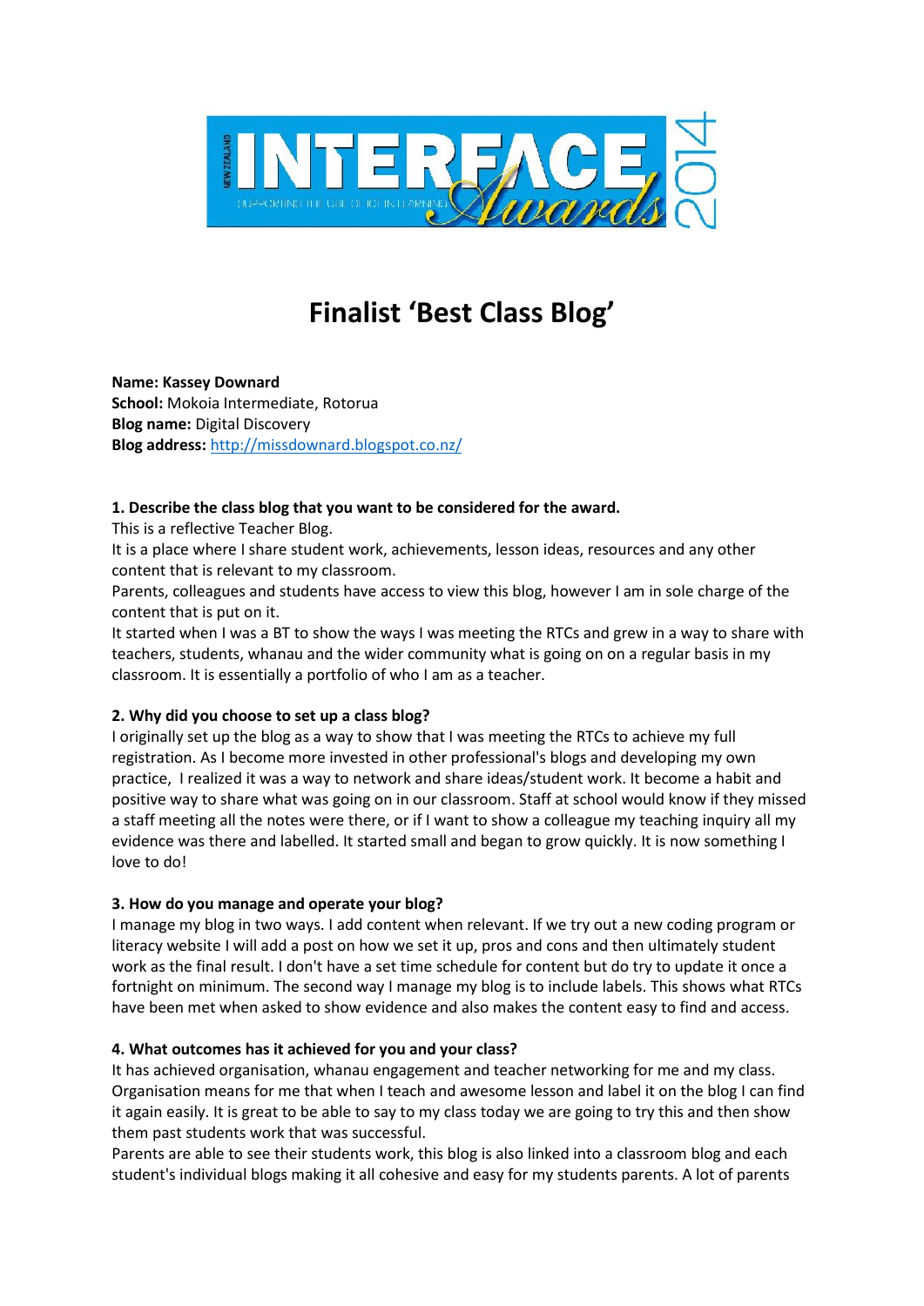# Finalist 'Best Class Blog'

**Name: Kassey Downard**
**School:** Mokoia Intermediate, Rotorua
**Blog name:** Digital Discovery
**Blog address:** [http://missdownard.blogspot.co.nz/](http://missdownard.blogspot.co.nz/)

**1. Describe the class blog that you want to be considered for the award.**

This is a reflective Teacher Blog.

It is a place where I share student work, achievements, lesson ideas, resources and any other content that is relevant to my classroom.

Parents, colleagues and students have access to view this blog, however I am in sole charge of the content that is put on it.

It started when I was a BT to show the ways I was meeting the RTCs and grew in a way to share with teachers, students, whanau and the wider community what is going on on a regular basis in my classroom. It is essentially a portfolio of who I am as a teacher.

**2. Why did you choose to set up a class blog?**

I originally set up the blog as a way to show that I was meeting the RTCs to achieve my full registration. As I become more invested in other professional's blogs and developing my own practice, I realized it was a way to network and share ideas/student work. It become a habit and positive way to share what was going on in our classroom. Staff at school would know if they missed a staff meeting all the notes were there, or if I want to show a colleague my teaching inquiry all my evidence was there and labelled. It started small and began to grow quickly. It is now something I love to do!

**3. How do you manage and operate your blog?**

I manage my blog in two ways. I add content when relevant. If we try out a new coding program or literacy website I will add a post on how we set it up, pros and cons and then ultimately student work as the final result. I don't have a set time schedule for content but do try to update it once a fortnight on minimum. The second way I manage my blog is to include labels. This shows what RTCs have been met when asked to show evidence and also makes the content easy to find and access.

**4. What outcomes has it achieved for you and your class?**

It has achieved organisation, whanau engagement and teacher networking for me and my class. Organisation means for me that when I teach and awesome lesson and label it on the blog I can find it again easily. It is great to be able to say to my class today we are going to try this and then show them past students work that was successful.

Parents are able to see their students work, this blog is also linked into a classroom blog and each student's individual blogs making it all cohesive and easy for my students parents. A lot of parents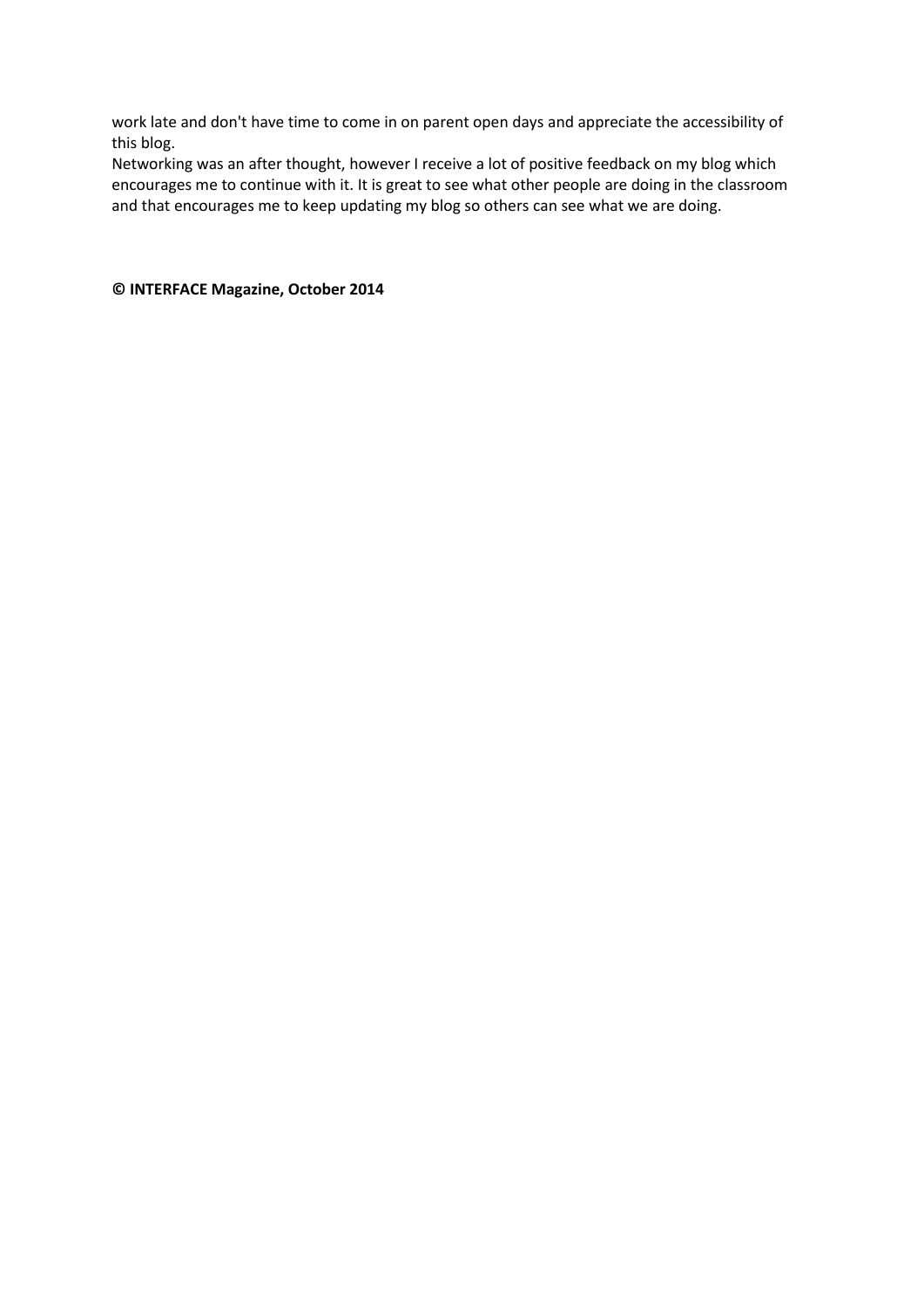work late and don't have time to come in on parent open days and appreciate the accessibility of this blog.
Networking was an after thought, however I receive a lot of positive feedback on my blog which encourages me to continue with it. It is great to see what other people are doing in the classroom and that encourages me to keep updating my blog so others can see what we are doing.

**© INTERFACE Magazine, October 2014**